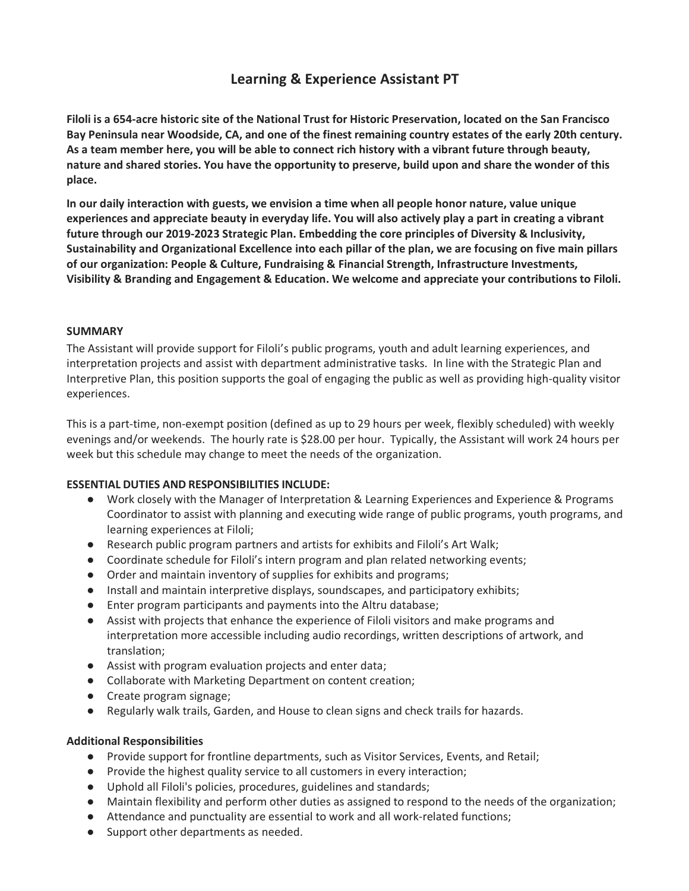# Learning & Experience Assistant PT

**Filoli is a 654-acre historic site of the National Trust for Historic Preservation, located on the San Francisco Bay Peninsula near Woodside, CA, and one of the finest remaining country estates of the early 20th century. As a team member here, you will be able to connect rich history with a vibrant future through beauty, nature and shared stories. You have the opportunity to preserve, build upon and share the wonder of this place.**

**In our daily interaction with guests, we envision a time when all people honor nature, value unique experiences and appreciate beauty in everyday life. You will also actively play a part in creating a vibrant future through our 2019-2023 Strategic Plan. Embedding the core principles of Diversity & Inclusivity, Sustainability and Organizational Excellence into each pillar of the plan, we are focusing on five main pillars of our organization: People & Culture, Fundraising & Financial Strength, Infrastructure Investments, Visibility & Branding and Engagement & Education. We welcome and appreciate your contributions to Filoli.**

**SUMMARY**

The Assistant will provide support for Filoli's public programs, youth and adult learning experiences, and interpretation projects and assist with department administrative tasks. In line with the Strategic Plan and Interpretive Plan, this position supports the goal of engaging the public as well as providing high-quality visitor experiences.

This is a part-time, non-exempt position (defined as up to 29 hours per week, flexibly scheduled) with weekly evenings and/or weekends. The hourly rate is $28.00 per hour. Typically, the Assistant will work 24 hours per week but this schedule may change to meet the needs of the organization.

**ESSENTIAL DUTIES AND RESPONSIBILITIES INCLUDE:**

- Work closely with the Manager of Interpretation & Learning Experiences and Experience & Programs Coordinator to assist with planning and executing wide range of public programs, youth programs, and learning experiences at Filoli;
- Research public program partners and artists for exhibits and Filoli's Art Walk;
- Coordinate schedule for Filoli's intern program and plan related networking events;
- Order and maintain inventory of supplies for exhibits and programs;
- Install and maintain interpretive displays, soundscapes, and participatory exhibits;
- Enter program participants and payments into the Altru database;
- Assist with projects that enhance the experience of Filoli visitors and make programs and interpretation more accessible including audio recordings, written descriptions of artwork, and translation;
- Assist with program evaluation projects and enter data;
- Collaborate with Marketing Department on content creation;
- Create program signage;
- Regularly walk trails, Garden, and House to clean signs and check trails for hazards.

**Additional Responsibilities**

- Provide support for frontline departments, such as Visitor Services, Events, and Retail;
- Provide the highest quality service to all customers in every interaction;
- Uphold all Filoli's policies, procedures, guidelines and standards;
- Maintain flexibility and perform other duties as assigned to respond to the needs of the organization;
- Attendance and punctuality are essential to work and all work-related functions;
- Support other departments as needed.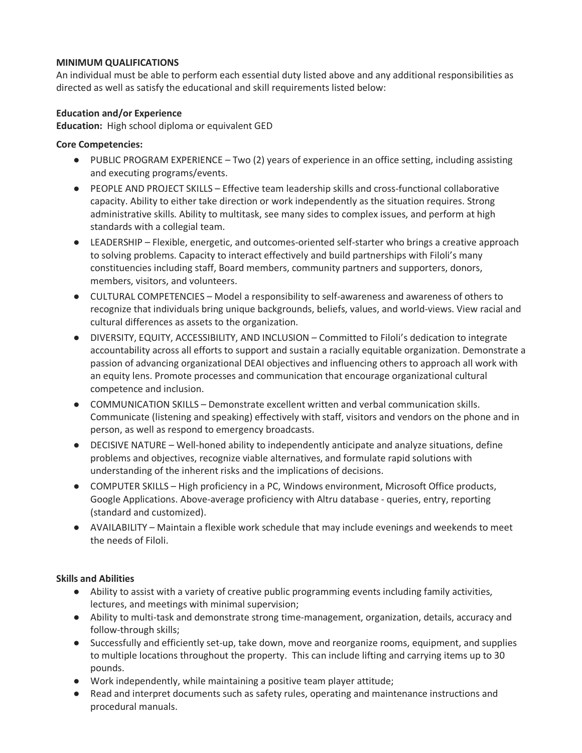**MINIMUM QUALIFICATIONS**

An individual must be able to perform each essential duty listed above and any additional responsibilities as directed as well as satisfy the educational and skill requirements listed below:

**Education and/or Experience**

**Education:** High school diploma or equivalent GED

**Core Competencies:**

- PUBLIC PROGRAM EXPERIENCE – Two (2) years of experience in an office setting, including assisting and executing programs/events.
- PEOPLE AND PROJECT SKILLS – Effective team leadership skills and cross-functional collaborative capacity. Ability to either take direction or work independently as the situation requires. Strong administrative skills. Ability to multitask, see many sides to complex issues, and perform at high standards with a collegial team.
- LEADERSHIP – Flexible, energetic, and outcomes-oriented self-starter who brings a creative approach to solving problems. Capacity to interact effectively and build partnerships with Filoli's many constituencies including staff, Board members, community partners and supporters, donors, members, visitors, and volunteers.
- CULTURAL COMPETENCIES – Model a responsibility to self-awareness and awareness of others to recognize that individuals bring unique backgrounds, beliefs, values, and world-views. View racial and cultural differences as assets to the organization.
- DIVERSITY, EQUITY, ACCESSIBILITY, AND INCLUSION – Committed to Filoli's dedication to integrate accountability across all efforts to support and sustain a racially equitable organization. Demonstrate a passion of advancing organizational DEAI objectives and influencing others to approach all work with an equity lens. Promote processes and communication that encourage organizational cultural competence and inclusion.
- COMMUNICATION SKILLS – Demonstrate excellent written and verbal communication skills. Communicate (listening and speaking) effectively with staff, visitors and vendors on the phone and in person, as well as respond to emergency broadcasts.
- DECISIVE NATURE – Well-honed ability to independently anticipate and analyze situations, define problems and objectives, recognize viable alternatives, and formulate rapid solutions with understanding of the inherent risks and the implications of decisions.
- COMPUTER SKILLS – High proficiency in a PC, Windows environment, Microsoft Office products, Google Applications. Above-average proficiency with Altru database - queries, entry, reporting (standard and customized).
- AVAILABILITY – Maintain a flexible work schedule that may include evenings and weekends to meet the needs of Filoli.

**Skills and Abilities**

- Ability to assist with a variety of creative public programming events including family activities, lectures, and meetings with minimal supervision;
- Ability to multi-task and demonstrate strong time-management, organization, details, accuracy and follow-through skills;
- Successfully and efficiently set-up, take down, move and reorganize rooms, equipment, and supplies to multiple locations throughout the property. This can include lifting and carrying items up to 30 pounds.
- Work independently, while maintaining a positive team player attitude;
- Read and interpret documents such as safety rules, operating and maintenance instructions and procedural manuals.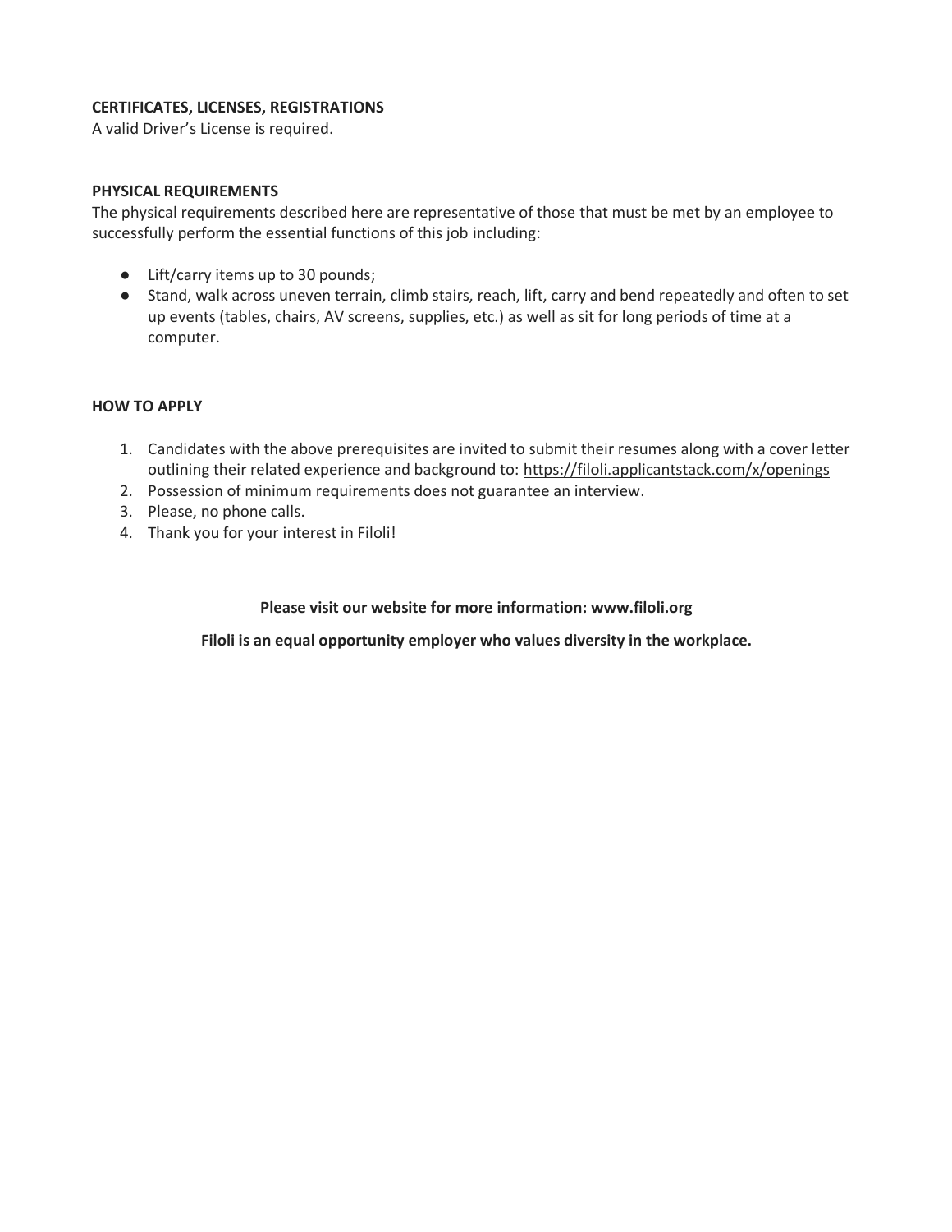**CERTIFICATES, LICENSES, REGISTRATIONS**

A valid Driver's License is required.

**PHYSICAL REQUIREMENTS**

The physical requirements described here are representative of those that must be met by an employee to successfully perform the essential functions of this job including:

- Lift/carry items up to 30 pounds;
- Stand, walk across uneven terrain, climb stairs, reach, lift, carry and bend repeatedly and often to set up events (tables, chairs, AV screens, supplies, etc.) as well as sit for long periods of time at a computer.

**HOW TO APPLY**

1. Candidates with the above prerequisites are invited to submit their resumes along with a cover letter outlining their related experience and background to: https://filoli.applicantstack.com/x/openings
2. Possession of minimum requirements does not guarantee an interview.
3. Please, no phone calls.
4. Thank you for your interest in Filoli!

**Please visit our website for more information: www.filoli.org**

**Filoli is an equal opportunity employer who values diversity in the workplace.**